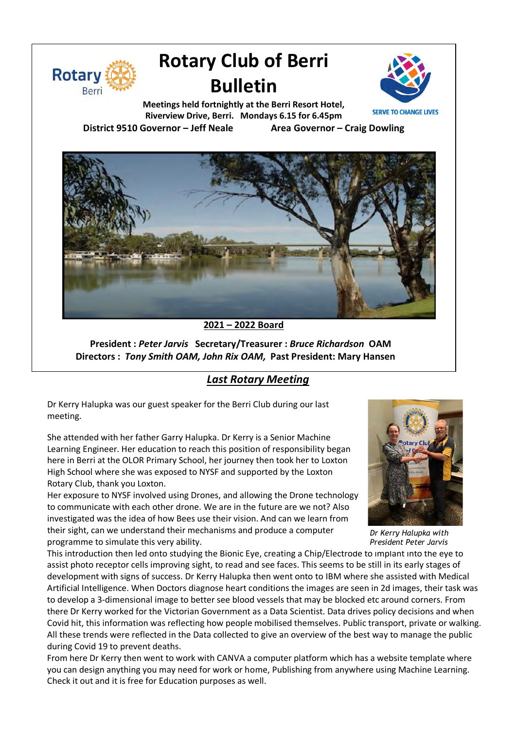# Rotary Club of Berri Bulletin

**Meetings held fortnightly at the Berri Resort Hotel, Riverview Drive, Berri. Mondays 6.15 for 6.45pm**

SERVE TO CHANGE LIVES

**District 9510 Governor – Jeff Neale** **Area Governor – Craig Dowling**

**2021 – 2022 Board**

**President :** ***Peter Jarvis*** **Secretary/Treasurer :** ***Bruce Richardson*** **OAM**
**Directors :** ***Tony Smith OAM, John Rix OAM,*** **Past President: Mary Hansen**

## *Last Rotary Meeting*

Dr Kerry Halupka was our guest speaker for the Berri Club during our last meeting.

She attended with her father Garry Halupka. Dr Kerry is a Senior Machine Learning Engineer. Her education to reach this position of responsibility began here in Berri at the OLOR Primary School, her journey then took her to Loxton High School where she was exposed to NYSF and supported by the Loxton Rotary Club, thank you Loxton.
Her exposure to NYSF involved using Drones, and allowing the Drone technology to communicate with each other drone. We are in the future are we not? Also investigated was the idea of how Bees use their vision. And can we learn from their sight, can we understand their mechanisms and produce a computer programme to simulate this very ability.

*Dr Kerry Halupka with President Peter Jarvis*

This introduction then led onto studying the Bionic Eye, creating a Chip/Electrode to implant into the eye to assist photo receptor cells improving sight, to read and see faces. This seems to be still in its early stages of development with signs of success. Dr Kerry Halupka then went onto to IBM where she assisted with Medical Artificial Intelligence. When Doctors diagnose heart conditions the images are seen in 2d images, their task was to develop a 3-dimensional image to better see blood vessels that may be blocked etc around corners. From there Dr Kerry worked for the Victorian Government as a Data Scientist. Data drives policy decisions and when Covid hit, this information was reflecting how people mobilised themselves. Public transport, private or walking. All these trends were reflected in the Data collected to give an overview of the best way to manage the public during Covid 19 to prevent deaths.
From here Dr Kerry then went to work with CANVA a computer platform which has a website template where you can design anything you may need for work or home, Publishing from anywhere using Machine Learning. Check it out and it is free for Education purposes as well.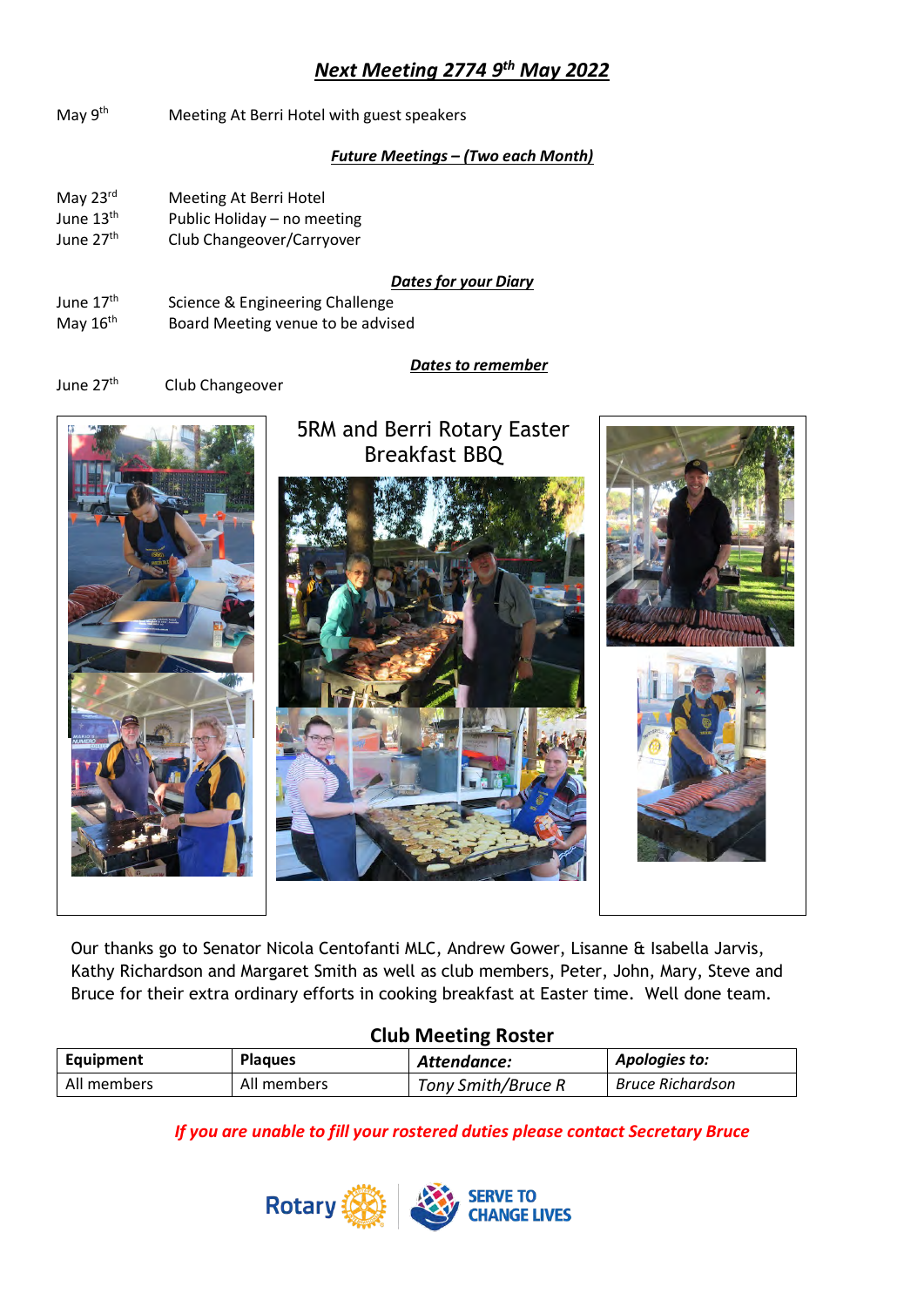## ***Next Meeting 2774 9th May 2022***

May 9th — Meeting At Berri Hotel with guest speakers

***Future Meetings – (Two each Month)***

May 23rd — Meeting At Berri Hotel
June 13th — Public Holiday – no meeting
June 27th — Club Changeover/Carryover

***Dates for your Diary***

June 17th — Science & Engineering Challenge
May 16th — Board Meeting venue to be advised

***Dates to remember***

June 27th — Club Changeover

5RM and Berri Rotary Easter Breakfast BBQ

Our thanks go to Senator Nicola Centofanti MLC, Andrew Gower, Lisanne & Isabella Jarvis, Kathy Richardson and Margaret Smith as well as club members, Peter, John, Mary, Steve and Bruce for their extra ordinary efforts in cooking breakfast at Easter time. Well done team.

**Club Meeting Roster**

| **Equipment** | **Plaques** | ***Attendance:*** | ***Apologies to:*** |
|---|---|---|---|
| All members | All members | *Tony Smith/Bruce R* | *Bruce Richardson* |

*If you are unable to fill your rostered duties please contact Secretary Bruce*

Rotary | SERVE TO CHANGE LIVES